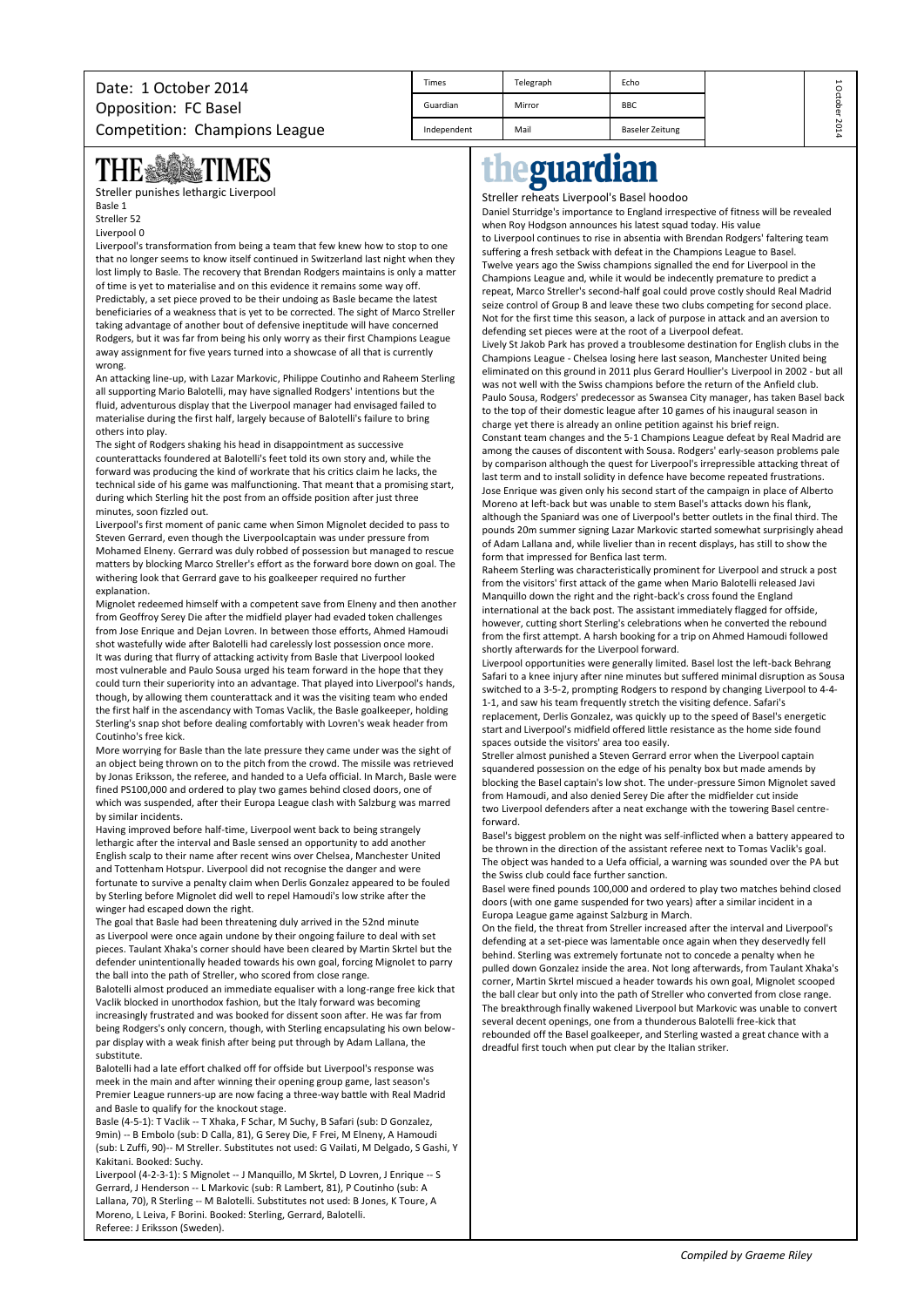Date: 1 October 2014
Opposition: FC Basel
Competition: Champions League

| Times | Telegraph | Echo |
|---|---|---|
| Guardian | Mirror | BBC |
| Independent | Mail | Baseler Zeitung |

## THE TIMES

Streller punishes lethargic Liverpool

Basle 1
Streller 52
Liverpool 0

Liverpool's transformation from being a team that few knew how to stop to one that no longer seems to know itself continued in Switzerland last night when they lost limply to Basle. The recovery that Brendan Rodgers maintains is only a matter of time is yet to materialise and on this evidence it remains some way off.

Predictably, a set piece proved to be their undoing as Basle became the latest beneficiaries of a weakness that is yet to be corrected. The sight of Marco Streller taking advantage of another bout of defensive ineptitude will have concerned Rodgers, but it was far from being his only worry as their first Champions League away assignment for five years turned into a showcase of all that is currently wrong.

An attacking line-up, with Lazar Markovic, Philippe Coutinho and Raheem Sterling all supporting Mario Balotelli, may have signalled Rodgers' intentions but the fluid, adventurous display that the Liverpool manager had envisaged failed to materialise during the first half, largely because of Balotelli's failure to bring others into play.

The sight of Rodgers shaking his head in disappointment as successive counterattacks foundered at Balotelli's feet told its own story and, while the forward was producing the kind of workrate that his critics claim he lacks, the technical side of his game was malfunctioning. That meant that a promising start, during which Sterling hit the post from an offside position after just three minutes, soon fizzled out.

Liverpool's first moment of panic came when Simon Mignolet decided to pass to Steven Gerrard, even though the Liverpoolcaptain was under pressure from Mohamed Elneny. Gerrard was duly robbed of possession but managed to rescue matters by blocking Marco Streller's effort as the forward bore down on goal. The withering look that Gerrard gave to his goalkeeper required no further explanation.

Mignolet redeemed himself with a competent save from Elneny and then another from Geoffroy Serey Die after the midfield player had evaded token challenges from Jose Enrique and Dejan Lovren. In between those efforts, Ahmed Hamoudi shot wastefully wide after Balotelli had carelessly lost possession once more.

It was during that flurry of attacking activity from Basle that Liverpool looked most vulnerable and Paulo Sousa urged his team forward in the hope that they could turn their superiority into an advantage. That played into Liverpool's hands, though, by allowing them counterattack and it was the visiting team who ended the first half in the ascendancy with Tomas Vaclik, the Basle goalkeeper, holding Sterling's snap shot before dealing comfortably with Lovren's weak header from Coutinho's free kick.

More worrying for Basle than the late pressure they came under was the sight of an object being thrown on to the pitch from the crowd. The missile was retrieved by Jonas Eriksson, the referee, and handed to a Uefa official. In March, Basle were fined PS100,000 and ordered to play two games behind closed doors, one of which was suspended, after their Europa League clash with Salzburg was marred by similar incidents.

Having improved before half-time, Liverpool went back to being strangely lethargic after the interval and Basle sensed an opportunity to add another English scalp to their name after recent wins over Chelsea, Manchester United and Tottenham Hotspur. Liverpool did not recognise the danger and were fortunate to survive a penalty claim when Derlis Gonzalez appeared to be fouled by Sterling before Mignolet did well to repel Hamoudi's low strike after the winger had escaped down the right.

The goal that Basle had been threatening duly arrived in the 52nd minute as Liverpool were once again undone by their ongoing failure to deal with set pieces. Taulant Xhaka's corner should have been cleared by Martin Skrtel but the defender unintentionally headed towards his own goal, forcing Mignolet to parry the ball into the path of Streller, who scored from close range.

Balotelli almost produced an immediate equaliser with a long-range free kick that Vaclik blocked in unorthodox fashion, but the Italy forward was becoming increasingly frustrated and was booked for dissent soon after. He was far from being Rodgers's only concern, though, with Sterling encapsulating his own below-par display with a weak finish after being put through by Adam Lallana, the substitute.

Balotelli had a late effort chalked off for offside but Liverpool's response was meek in the main and after winning their opening group game, last season's Premier League runners-up are now facing a three-way battle with Real Madrid and Basle to qualify for the knockout stage.

Basle (4-5-1): T Vaclik -- T Xhaka, F Schar, M Suchy, B Safari (sub: D Gonzalez, 9min) -- B Embolo (sub: D Calla, 81), G Serey Die, F Frei, M Elneny, A Hamoudi (sub: L Zuffi, 90)-- M Streller. Substitutes not used: G Vailati, M Delgado, S Gashi, Y Kakitani. Booked: Suchy.

Liverpool (4-2-3-1): S Mignolet -- J Manquillo, M Skrtel, D Lovren, J Enrique -- S Gerrard, J Henderson -- L Markovic (sub: R Lambert, 81), P Coutinho (sub: A Lallana, 70), R Sterling -- M Balotelli. Substitutes not used: B Jones, K Toure, A Moreno, L Leiva, F Borini. Booked: Sterling, Gerrard, Balotelli.

Referee: J Eriksson (Sweden).

## theguardian

Streller reheats Liverpool's Basel hoodoo

Daniel Sturridge's importance to England irrespective of fitness will be revealed when Roy Hodgson announces his latest squad today. His value to Liverpool continues to rise in absentia with Brendan Rodgers' faltering team suffering a fresh setback with defeat in the Champions League to Basel.

Twelve years ago the Swiss champions signalled the end for Liverpool in the Champions League and, while it would be indecently premature to predict a repeat, Marco Streller's second-half goal could prove costly should Real Madrid seize control of Group B and leave these two clubs competing for second place.

Not for the first time this season, a lack of purpose in attack and an aversion to defending set pieces were at the root of a Liverpool defeat.

Lively St Jakob Park has proved a troublesome destination for English clubs in the Champions League - Chelsea losing here last season, Manchester United being eliminated on this ground in 2011 plus Gerard Houllier's Liverpool in 2002 - but all was not well with the Swiss champions before the return of the Anfield club. Paulo Sousa, Rodgers' predecessor as Swansea City manager, has taken Basel back to the top of their domestic league after 10 games of his inaugural season in charge yet there is already an online petition against his brief reign.

Constant team changes and the 5-1 Champions League defeat by Real Madrid are among the causes of discontent with Sousa. Rodgers' early-season problems pale by comparison although the quest for Liverpool's irrepressible attacking threat of last term and to install solidity in defence have become repeated frustrations. Jose Enrique was given only his second start of the campaign in place of Alberto Moreno at left-back but was unable to stem Basel's attacks down his flank, although the Spaniard was one of Liverpool's better outlets in the final third. The pounds 20m summer signing Lazar Markovic started somewhat surprisingly ahead of Adam Lallana and, while livelier than in recent displays, has still to show the form that impressed for Benfica last term.

Raheem Sterling was characteristically prominent for Liverpool and struck a post from the visitors' first attack of the game when Mario Balotelli released Javi Manquillo down the right and the right-back's cross found the England international at the back post. The assistant immediately flagged for offside, however, cutting short Sterling's celebrations when he converted the rebound from the first attempt. A harsh booking for a trip on Ahmed Hamoudi followed shortly afterwards for the Liverpool forward.

Liverpool opportunities were generally limited. Basel lost the left-back Behrang Safari to a knee injury after nine minutes but suffered minimal disruption as Sousa switched to a 3-5-2, prompting Rodgers to respond by changing Liverpool to 4-4-1-1, and saw his team frequently stretch the visiting defence. Safari's replacement, Derlis Gonzalez, was quickly up to the speed of Basel's energetic start and Liverpool's midfield offered little resistance as the home side found spaces outside the visitors' area too easily.

Streller almost punished a Steven Gerrard error when the Liverpool captain squandered possession on the edge of his penalty box but made amends by blocking the Basel captain's low shot. The under-pressure Simon Mignolet saved from Hamoudi, and also denied Serey Die after the midfielder cut inside two Liverpool defenders after a neat exchange with the towering Basel centre-forward.

Basel's biggest problem on the night was self-inflicted when a battery appeared to be thrown in the direction of the assistant referee next to Tomas Vaclik's goal. The object was handed to a Uefa official, a warning was sounded over the PA but the Swiss club could face further sanction.

Basel were fined pounds 100,000 and ordered to play two matches behind closed doors (with one game suspended for two years) after a similar incident in a Europa League game against Salzburg in March.

On the field, the threat from Streller increased after the interval and Liverpool's defending at a set-piece was lamentable once again when they deservedly fell behind. Sterling was extremely fortunate not to concede a penalty when he pulled down Gonzalez inside the area. Not long afterwards, from Taulant Xhaka's corner, Martin Skrtel miscued a header towards his own goal, Mignolet scooped the ball clear but only into the path of Streller who converted from close range.

The breakthrough finally wakened Liverpool but Markovic was unable to convert several decent openings, one from a thunderous Balotelli free-kick that rebounded off the Basel goalkeeper, and Sterling wasted a great chance with a dreadful first touch when put clear by the Italian striker.

*Compiled by Graeme Riley*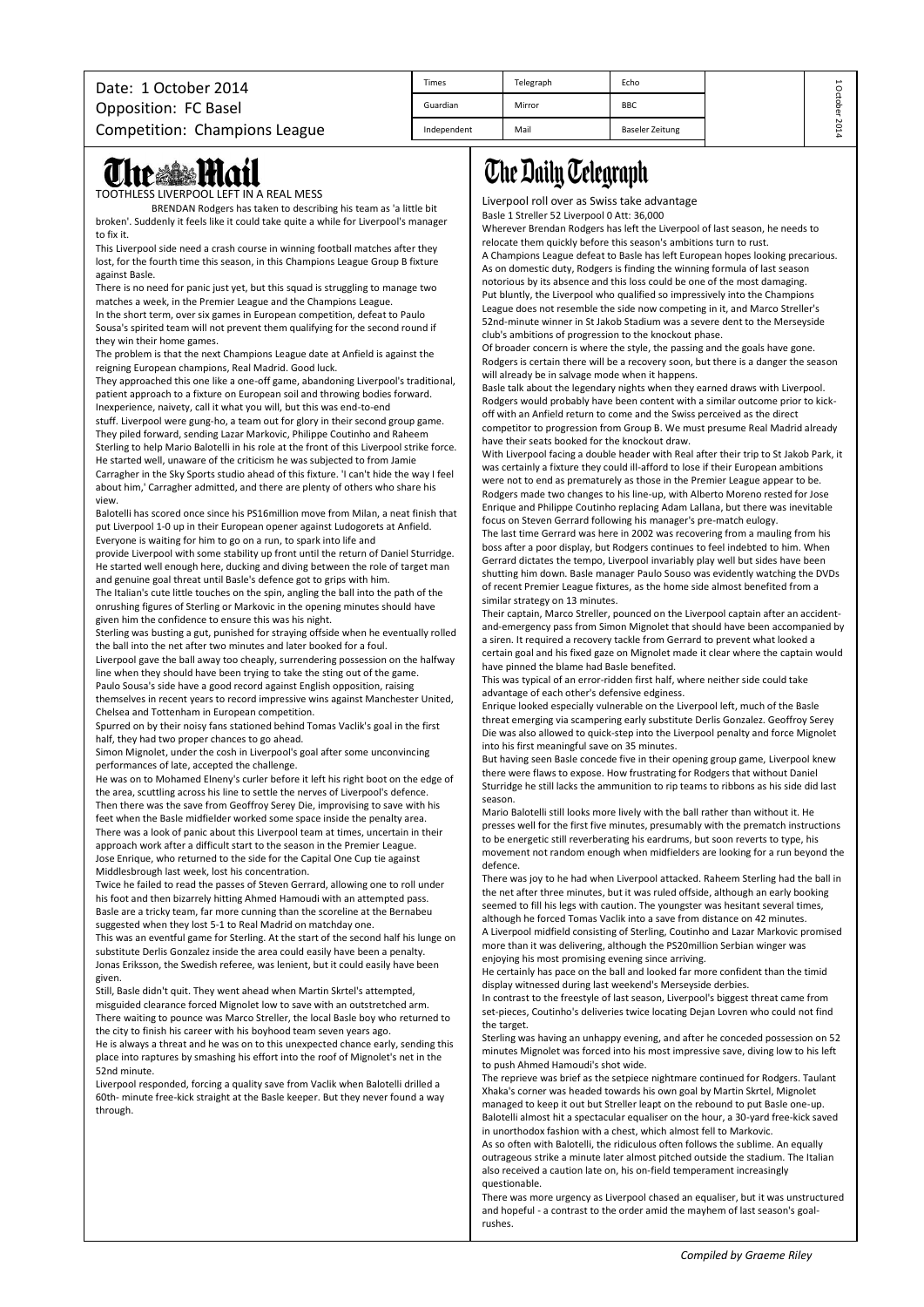Date: 1 October 2014
Opposition: FC Basel
Competition: Champions League

| Times | Telegraph | Echo |
|---|---|---|
| Guardian | Mirror | BBC |
| Independent | Mail | Baseler Zeitung |

# The Mail

TOOTHLESS LIVERPOOL LEFT IN A REAL MESS

BRENDAN Rodgers has taken to describing his team as 'a little bit broken'. Suddenly it feels like it could take quite a while for Liverpool's manager to fix it.

This Liverpool side need a crash course in winning football matches after they lost, for the fourth time this season, in this Champions League Group B fixture against Basle.

There is no need for panic just yet, but this squad is struggling to manage two matches a week, in the Premier League and the Champions League.

In the short term, over six games in European competition, defeat to Paulo Sousa's spirited team will not prevent them qualifying for the second round if they win their home games.

The problem is that the next Champions League date at Anfield is against the reigning European champions, Real Madrid. Good luck.

They approached this one like a one-off game, abandoning Liverpool's traditional, patient approach to a fixture on European soil and throwing bodies forward.

Inexperience, naivety, call it what you will, but this was end-to-end stuff. Liverpool were gung-ho, a team out for glory in their second group game. They piled forward, sending Lazar Markovic, Philippe Coutinho and Raheem Sterling to help Mario Balotelli in his role at the front of this Liverpool strike force.

He started well, unaware of the criticism he was subjected to from Jamie Carragher in the Sky Sports studio ahead of this fixture. 'I can't hide the way I feel about him,' Carragher admitted, and there are plenty of others who share his view.

Balotelli has scored once since his PS16million move from Milan, a neat finish that put Liverpool 1-0 up in their European opener against Ludogorets at Anfield.

Everyone is waiting for him to go on a run, to spark into life and provide Liverpool with some stability up front until the return of Daniel Sturridge.

He started well enough here, ducking and diving between the role of target man and genuine goal threat until Basle's defence got to grips with him.

The Italian's cute little touches on the spin, angling the ball into the path of the onrushing figures of Sterling or Markovic in the opening minutes should have given him the confidence to ensure this was his night.

Sterling was busting a gut, punished for straying offside when he eventually rolled the ball into the net after two minutes and later booked for a foul.

Liverpool gave the ball away too cheaply, surrendering possession on the halfway line when they should have been trying to take the sting out of the game.

Paulo Sousa's side have a good record against English opposition, raising themselves in recent years to record impressive wins against Manchester United, Chelsea and Tottenham in European competition.

Spurred on by their noisy fans stationed behind Tomas Vaclik's goal in the first half, they had two proper chances to go ahead.

Simon Mignolet, under the cosh in Liverpool's goal after some unconvincing performances of late, accepted the challenge.

He was on to Mohamed Elneny's curler before it left his right boot on the edge of the area, scuttling across his line to settle the nerves of Liverpool's defence.

Then there was the save from Geoffroy Serey Die, improvising to save with his feet when the Basle midfielder worked some space inside the penalty area.

There was a look of panic about this Liverpool team at times, uncertain in their approach work after a difficult start to the season in the Premier League.

Jose Enrique, who returned to the side for the Capital One Cup tie against Middlesbrough last week, lost his concentration.

Twice he failed to read the passes of Steven Gerrard, allowing one to roll under his foot and then bizarrely hitting Ahmed Hamoudi with an attempted pass.

Basle are a tricky team, far more cunning than the scoreline at the Bernabeu suggested when they lost 5-1 to Real Madrid on matchday one.

This was an eventful game for Sterling. At the start of the second half his lunge on substitute Derlis Gonzalez inside the area could easily have been a penalty.

Jonas Eriksson, the Swedish referee, was lenient, but it could easily have been given.

Still, Basle didn't quit. They went ahead when Martin Skrtel's attempted, misguided clearance forced Mignolet low to save with an outstretched arm.

There waiting to pounce was Marco Streller, the local Basle boy who returned to the city to finish his career with his boyhood team seven years ago.

He is always a threat and he was on to this unexpected chance early, sending this place into raptures by smashing his effort into the roof of Mignolet's net in the 52nd minute.

Liverpool responded, forcing a quality save from Vaclik when Balotelli drilled a 60th- minute free-kick straight at the Basle keeper. But they never found a way through.

# The Daily Telegraph

Liverpool roll over as Swiss take advantage

Basle 1 Streller 52 Liverpool 0 Att: 36,000

Wherever Brendan Rodgers has left the Liverpool of last season, he needs to relocate them quickly before this season's ambitions turn to rust.

A Champions League defeat to Basle has left European hopes looking precarious. As on domestic duty, Rodgers is finding the winning formula of last season notorious by its absence and this loss could be one of the most damaging.

Put bluntly, the Liverpool who qualified so impressively into the Champions League does not resemble the side now competing in it, and Marco Streller's 52nd-minute winner in St Jakob Stadium was a severe dent to the Merseyside club's ambitions of progression to the knockout phase.

Of broader concern is where the style, the passing and the goals have gone. Rodgers is certain there will be a recovery soon, but there is a danger the season will already be in salvage mode when it happens.

Basle talk about the legendary nights when they earned draws with Liverpool. Rodgers would probably have been content with a similar outcome prior to kick-off with an Anfield return to come and the Swiss perceived as the direct competitor to progression from Group B. We must presume Real Madrid already have their seats booked for the knockout draw.

With Liverpool facing a double header with Real after their trip to St Jakob Park, it was certainly a fixture they could ill-afford to lose if their European ambitions were not to end as prematurely as those in the Premier League appear to be.

Rodgers made two changes to his line-up, with Alberto Moreno rested for Jose Enrique and Philippe Coutinho replacing Adam Lallana, but there was inevitable focus on Steven Gerrard following his manager's pre-match eulogy.

The last time Gerrard was here in 2002 was recovering from a mauling from his boss after a poor display, but Rodgers continues to feel indebted to him. When Gerrard dictates the tempo, Liverpool invariably play well but sides have been shutting him down. Basle manager Paulo Souso was evidently watching the DVDs of recent Premier League fixtures, as the home side almost benefited from a similar strategy on 13 minutes.

Their captain, Marco Streller, pounced on the Liverpool captain after an accident-and-emergency pass from Simon Mignolet that should have been accompanied by a siren. It required a recovery tackle from Gerrard to prevent what looked a certain goal and his fixed gaze on Mignolet made it clear where the captain would have pinned the blame had Basle benefited.

This was typical of an error-ridden first half, where neither side could take advantage of each other's defensive edginess.

Enrique looked especially vulnerable on the Liverpool left, much of the Basle threat emerging via scampering early substitute Derlis Gonzalez. Geoffroy Serey Die was also allowed to quick-step into the Liverpool penalty and force Mignolet into his first meaningful save on 35 minutes.

But having seen Basle concede five in their opening group game, Liverpool knew there were flaws to expose. How frustrating for Rodgers that without Daniel Sturridge he still lacks the ammunition to rip teams to ribbons as his side did last season.

Mario Balotelli still looks more lively with the ball rather than without it. He presses well for the first five minutes, presumably with the prematch instructions to be energetic still reverberating his eardrums, but soon reverts to type, his movement not random enough when midfielders are looking for a run beyond the defence.

There was joy to he had when Liverpool attacked. Raheem Sterling had the ball in the net after three minutes, but it was ruled offside, although an early booking seemed to fill his legs with caution. The youngster was hesitant several times, although he forced Tomas Vaclik into a save from distance on 42 minutes.

A Liverpool midfield consisting of Sterling, Coutinho and Lazar Markovic promised more than it was delivering, although the PS20million Serbian winger was enjoying his most promising evening since arriving.

He certainly has pace on the ball and looked far more confident than the timid display witnessed during last weekend's Merseyside derbies.

In contrast to the freestyle of last season, Liverpool's biggest threat came from set-pieces, Coutinho's deliveries twice locating Dejan Lovren who could not find the target.

Sterling was having an unhappy evening, and after he conceded possession on 52 minutes Mignolet was forced into his most impressive save, diving low to his left to push Ahmed Hamoudi's shot wide.

The reprieve was brief as the setpiece nightmare continued for Rodgers. Taulant Xhaka's corner was headed towards his own goal by Martin Skrtel, Mignolet managed to keep it out but Streller leapt on the rebound to put Basle one-up.

Balotelli almost hit a spectacular equaliser on the hour, a 30-yard free-kick saved in unorthodox fashion with a chest, which almost fell to Markovic.

As so often with Balotelli, the ridiculous often follows the sublime. An equally outrageous strike a minute later almost pitched outside the stadium. The Italian also received a caution late on, his on-field temperament increasingly questionable.

There was more urgency as Liverpool chased an equaliser, but it was unstructured and hopeful - a contrast to the order amid the mayhem of last season's goal-rushes.

*Compiled by Graeme Riley*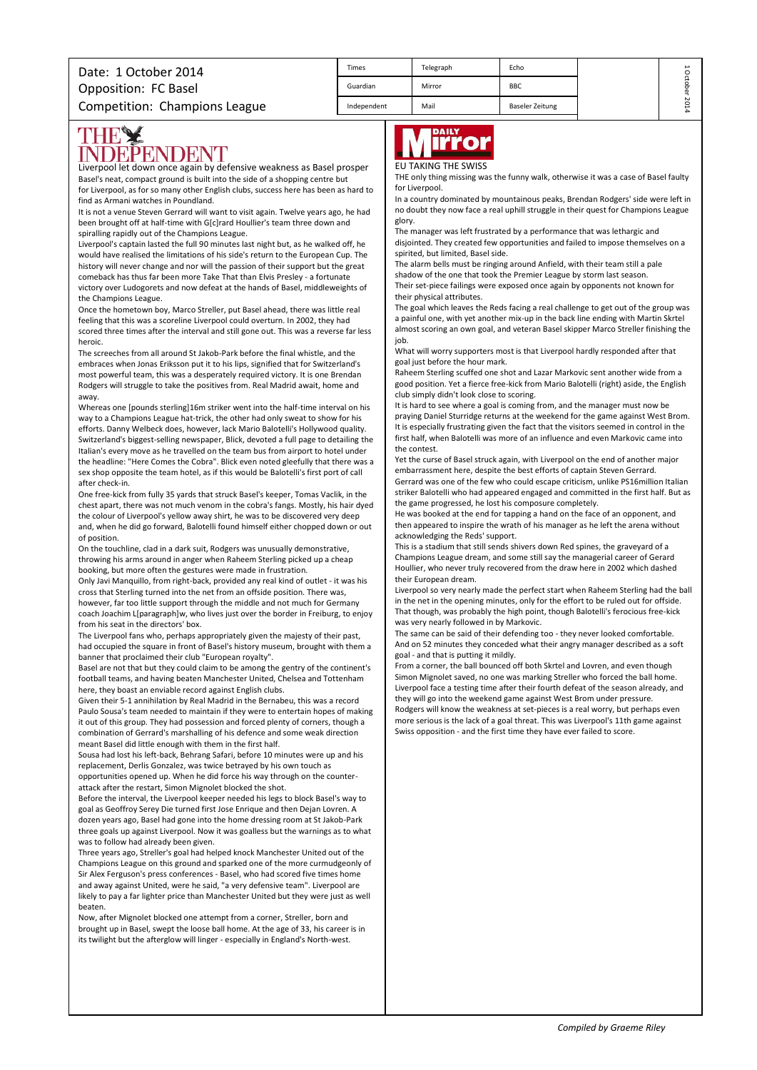Date: 1 October 2014
Opposition: FC Basel
Competition: Champions League

| Times | Telegraph | Echo |
|---|---|---|
| Guardian | Mirror | BBC |
| Independent | Mail | Baseler Zeitung |

## THE INDEPENDENT

### Liverpool let down once again by defensive weakness as Basel prosper

Basel's neat, compact ground is built into the side of a shopping centre but for Liverpool, as for so many other English clubs, success here has been as hard to find as Armani watches in Poundland.

It is not a venue Steven Gerrard will want to visit again. Twelve years ago, he had been brought off at half-time with G[c]rard Houllier's team three down and spiralling rapidly out of the Champions League.

Liverpool's captain lasted the full 90 minutes last night but, as he walked off, he would have realised the limitations of his side's return to the European Cup. The history will never change and nor will the passion of their support but the great comeback has thus far been more Take That than Elvis Presley - a fortunate victory over Ludogorets and now defeat at the hands of Basel, middleweights of the Champions League.

Once the hometown boy, Marco Streller, put Basel ahead, there was little real feeling that this was a scoreline Liverpool could overturn. In 2002, they had scored three times after the interval and still gone out. This was a reverse far less heroic.

The screeches from all around St Jakob-Park before the final whistle, and the embraces when Jonas Eriksson put it to his lips, signified that for Switzerland's most powerful team, this was a desperately required victory. It is one Brendan Rodgers will struggle to take the positives from. Real Madrid await, home and away.

Whereas one [pounds sterling]16m striker went into the half-time interval on his way to a Champions League hat-trick, the other had only sweat to show for his efforts. Danny Welbeck does, however, lack Mario Balotelli's Hollywood quality. Switzerland's biggest-selling newspaper, Blick, devoted a full page to detailing the Italian's every move as he travelled on the team bus from airport to hotel under the headline: "Here Comes the Cobra". Blick even noted gleefully that there was a sex shop opposite the team hotel, as if this would be Balotelli's first port of call after check-in.

One free-kick from fully 35 yards that struck Basel's keeper, Tomas Vaclik, in the chest apart, there was not much venom in the cobra's fangs. Mostly, his hair dyed the colour of Liverpool's yellow away shirt, he was to be discovered very deep and, when he did go forward, Balotelli found himself either chopped down or out of position.

On the touchline, clad in a dark suit, Rodgers was unusually demonstrative, throwing his arms around in anger when Raheem Sterling picked up a cheap booking, but more often the gestures were made in frustration.

Only Javi Manquillo, from right-back, provided any real kind of outlet - it was his cross that Sterling turned into the net from an offside position. There was, however, far too little support through the middle and not much for Germany coach Joachim L[paragraph]w, who lives just over the border in Freiburg, to enjoy from his seat in the directors' box.

The Liverpool fans who, perhaps appropriately given the majesty of their past, had occupied the square in front of Basel's history museum, brought with them a banner that proclaimed their club "European royalty".

Basel are not that but they could claim to be among the gentry of the continent's football teams, and having beaten Manchester United, Chelsea and Tottenham here, they boast an enviable record against English clubs.

Given their 5-1 annihilation by Real Madrid in the Bernabeu, this was a record Paulo Sousa's team needed to maintain if they were to entertain hopes of making it out of this group. They had possession and forced plenty of corners, though a combination of Gerrard's marshalling of his defence and some weak direction meant Basel did little enough with them in the first half.

Sousa had lost his left-back, Behrang Safari, before 10 minutes were up and his replacement, Derlis Gonzalez, was twice betrayed by his own touch as opportunities opened up. When he did force his way through on the counter-attack after the restart, Simon Mignolet blocked the shot.

Before the interval, the Liverpool keeper needed his legs to block Basel's way to goal as Geoffroy Serey Die turned first Jose Enrique and then Dejan Lovren. A dozen years ago, Basel had gone into the home dressing room at St Jakob-Park three goals up against Liverpool. Now it was goalless but the warnings as to what was to follow had already been given.

Three years ago, Streller's goal had helped knock Manchester United out of the Champions League on this ground and sparked one of the more curmudgeonly of Sir Alex Ferguson's press conferences - Basel, who had scored five times home and away against United, were he said, "a very defensive team". Liverpool are likely to pay a far lighter price than Manchester United but they were just as well beaten.

Now, after Mignolet blocked one attempt from a corner, Streller, born and brought up in Basel, swept the loose ball home. At the age of 33, his career is in its twilight but the afterglow will linger - especially in England's North-west.

## Daily Mirror

### EU TAKING THE SWISS

THE only thing missing was the funny walk, otherwise it was a case of Basel faulty for Liverpool.

In a country dominated by mountainous peaks, Brendan Rodgers' side were left in no doubt they now face a real uphill struggle in their quest for Champions League glory.

The manager was left frustrated by a performance that was lethargic and disjointed. They created few opportunities and failed to impose themselves on a spirited, but limited, Basel side.

The alarm bells must be ringing around Anfield, with their team still a pale shadow of the one that took the Premier League by storm last season.

Their set-piece failings were exposed once again by opponents not known for their physical attributes.

The goal which leaves the Reds facing a real challenge to get out of the group was a painful one, with yet another mix-up in the back line ending with Martin Skrtel almost scoring an own goal, and veteran Basel skipper Marco Streller finishing the job.

What will worry supporters most is that Liverpool hardly responded after that goal just before the hour mark.

Raheem Sterling scuffed one shot and Lazar Markovic sent another wide from a good position. Yet a fierce free-kick from Mario Balotelli (right) aside, the English club simply didn't look close to scoring.

It is hard to see where a goal is coming from, and the manager must now be praying Daniel Sturridge returns at the weekend for the game against West Brom. It is especially frustrating given the fact that the visitors seemed in control in the first half, when Balotelli was more of an influence and even Markovic came into the contest.

Yet the curse of Basel struck again, with Liverpool on the end of another major embarrassment here, despite the best efforts of captain Steven Gerrard.

Gerrard was one of the few who could escape criticism, unlike PS16million Italian striker Balotelli who had appeared engaged and committed in the first half. But as the game progressed, he lost his composure completely.

He was booked at the end for tapping a hand on the face of an opponent, and then appeared to inspire the wrath of his manager as he left the arena without acknowledging the Reds' support.

This is a stadium that still sends shivers down Red spines, the graveyard of a Champions League dream, and some still say the managerial career of Gerard Houllier, who never truly recovered from the draw here in 2002 which dashed their European dream.

Liverpool so very nearly made the perfect start when Raheem Sterling had the ball in the net in the opening minutes, only for the effort to be ruled out for offside. That though, was probably the high point, though Balotelli's ferocious free-kick was very nearly followed in by Markovic.

The same can be said of their defending too - they never looked comfortable. And on 52 minutes they conceded what their angry manager described as a soft goal - and that is putting it mildly.

From a corner, the ball bounced off both Skrtel and Lovren, and even though Simon Mignolet saved, no one was marking Streller who forced the ball home.

Liverpool face a testing time after their fourth defeat of the season already, and they will go into the weekend game against West Brom under pressure.

Rodgers will know the weakness at set-pieces is a real worry, but perhaps even more serious is the lack of a goal threat. This was Liverpool's 11th game against Swiss opposition - and the first time they have ever failed to score.

*Compiled by Graeme Riley*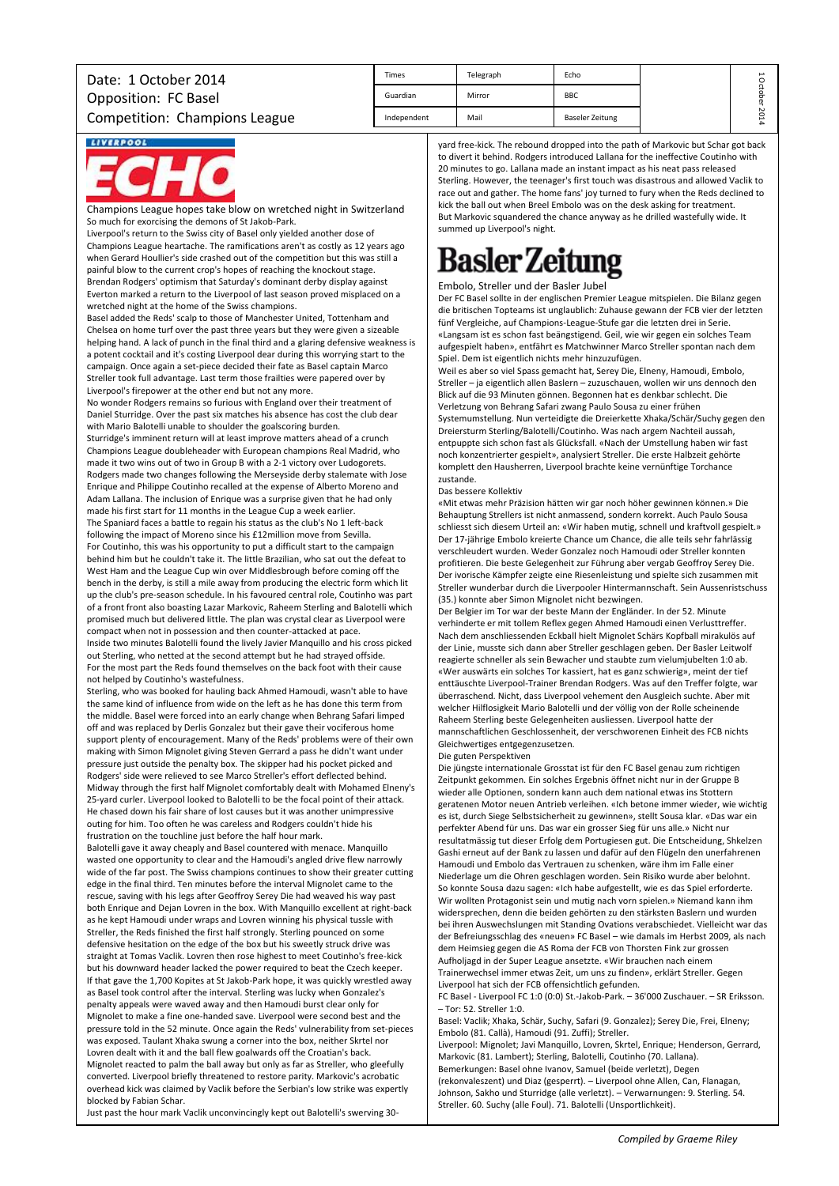Date: 1 October 2014
Opposition: FC Basel
Competition: Champions League

| Times | Telegraph | Echo |
|---|---|---|
| Guardian | Mirror | BBC |
| Independent | Mail | Baseler Zeitung |

## LIVERPOOL ECHO

### Champions League hopes take blow on wretched night in Switzerland

So much for exorcising the demons of St Jakob-Park.

Liverpool's return to the Swiss city of Basel only yielded another dose of Champions League heartache. The ramifications aren't as costly as 12 years ago when Gerard Houllier's side crashed out of the competition but this was still a painful blow to the current crop's hopes of reaching the knockout stage.

Brendan Rodgers' optimism that Saturday's dominant derby display against Everton marked a return to the Liverpool of last season proved misplaced on a wretched night at the home of the Swiss champions.

Basel added the Reds' scalp to those of Manchester United, Tottenham and Chelsea on home turf over the past three years but they were given a sizeable helping hand. A lack of punch in the final third and a glaring defensive weakness is a potent cocktail and it's costing Liverpool dear during this worrying start to the campaign. Once again a set-piece decided their fate as Basel captain Marco Streller took full advantage. Last term those frailties were papered over by Liverpool's firepower at the other end but not any more.

No wonder Rodgers remains so furious with England over their treatment of Daniel Sturridge. Over the past six matches his absence has cost the club dear with Mario Balotelli unable to shoulder the goalscoring burden.

Sturridge's imminent return will at least improve matters ahead of a crunch Champions League doubleheader with European champions Real Madrid, who made it two wins out of two in Group B with a 2-1 victory over Ludogorets.

Rodgers made two changes following the Merseyside derby stalemate with Jose Enrique and Philippe Coutinho recalled at the expense of Alberto Moreno and Adam Lallana. The inclusion of Enrique was a surprise given that he had only made his first start for 11 months in the League Cup a week earlier.

The Spaniard faces a battle to regain his status as the club's No 1 left-back following the impact of Moreno since his £12million move from Sevilla.

For Coutinho, this was his opportunity to put a difficult start to the campaign behind him but he couldn't take it. The little Brazilian, who sat out the defeat to West Ham and the League Cup win over Middlesbrough before coming off the bench in the derby, is still a mile away from producing the electric form which lit up the club's pre-season schedule. In his favoured central role, Coutinho was part of a front front also boasting Lazar Markovic, Raheem Sterling and Balotelli which promised much but delivered little. The plan was crystal clear as Liverpool were compact when not in possession and then counter-attacked at pace.

Inside two minutes Balotelli found the lively Javier Manquillo and his cross picked out Sterling, who netted at the second attempt but he had strayed offside.

For the most part the Reds found themselves on the back foot with their cause not helped by Coutinho's wastefulness.

Sterling, who was booked for hauling back Ahmed Hamoudi, wasn't able to have the same kind of influence from wide on the left as he has done this term from the middle. Basel were forced into an early change when Behrang Safari limped off and was replaced by Derlis Gonzalez but their gave their vociferous home support plenty of encouragement. Many of the Reds' problems were of their own making with Simon Mignolet giving Steven Gerrard a pass he didn't want under pressure just outside the penalty box. The skipper had his pocket picked and Rodgers' side were relieved to see Marco Streller's effort deflected behind.

Midway through the first half Mignolet comfortably dealt with Mohamed Elneny's 25-yard curler. Liverpool looked to Balotelli to be the focal point of their attack. He chased down his fair share of lost causes but it was another unimpressive outing for him. Too often he was careless and Rodgers couldn't hide his frustration on the touchline just before the half hour mark.

Balotelli gave it away cheaply and Basel countered with menace. Manquillo wasted one opportunity to clear and the Hamoudi's angled drive flew narrowly wide of the far post. The Swiss champions continues to show their greater cutting edge in the final third. Ten minutes before the interval Mignolet came to the rescue, saving with his legs after Geoffroy Serey Die had weaved his way past both Enrique and Dejan Lovren in the box. With Manquillo excellent at right-back as he kept Hamoudi under wraps and Lovren winning his physical tussle with Streller, the Reds finished the first half strongly. Sterling pounced on some defensive hesitation on the edge of the box but his sweetly struck drive was straight at Tomas Vaclik. Lovren then rose highest to meet Coutinho's free-kick but his downward header lacked the power required to beat the Czech keeper.

If that gave the 1,700 Kopites at St Jakob-Park hope, it was quickly wrestled away as Basel took control after the interval. Sterling was lucky when Gonzalez's penalty appeals were waved away and then Hamoudi burst clear only for Mignolet to make a fine one-handed save. Liverpool were second best and the pressure told in the 52 minute. Once again the Reds' vulnerability from set-pieces was exposed. Taulant Xhaka swung a corner into the box, neither Skrtel nor Lovren dealt with it and the ball flew goalwards off the Croatian's back. Mignolet reacted to palm the ball away but only as far as Streller, who gleefully converted. Liverpool briefly threatened to restore parity. Markovic's acrobatic overhead kick was claimed by Vaclik before the Serbian's low strike was expertly blocked by Fabian Schar.

Just past the hour mark Vaclik unconvincingly kept out Balotelli's swerving 30-yard free-kick. The rebound dropped into the path of Markovic but Schar got back to divert it behind. Rodgers introduced Lallana for the ineffective Coutinho with 20 minutes to go. Lallana made an instant impact as his neat pass released Sterling. However, the teenager's first touch was disastrous and allowed Vaclik to race out and gather. The home fans' joy turned to fury when the Reds declined to kick the ball out when Breel Embolo was on the desk asking for treatment.

But Markovic squandered the chance anyway as he drilled wastefully wide. It summed up Liverpool's night.

## Basler Zeitung

### Embolo, Streller und der Basler Jubel

Der FC Basel sollte in der englischen Premier League mitspielen. Die Bilanz gegen die britischen Topteams ist unglaublich: Zuhause gewann der FCB vier der letzten fünf Vergleiche, auf Champions-League-Stufe gar die letzten drei in Serie. «Langsam ist es schon fast beängstigend. Geil, wie wir gegen ein solches Team aufgespielt haben», entfährt es Matchwinner Marco Streller spontan nach dem Spiel. Dem ist eigentlich nichts mehr hinzuzufügen.

Weil es aber so viel Spass gemacht hat, Serey Die, Elneny, Hamoudi, Embolo, Streller – ja eigentlich allen Baslern – zuzuschauen, wollen wir uns dennoch den Blick auf die 93 Minuten gönnen. Begonnen hat es denkbar schlecht. Die Verletzung von Behrang Safari zwang Paulo Sousa zu einer frühen Systemumstellung. Nun verteidigte die Dreierkette Xhaka/Schär/Suchy gegen den Dreiersturm Sterling/Balotelli/Coutinho. Was nach argem Nachteil aussah, entpuppte sich schon fast als Glücksfall. «Nach der Umstellung haben wir fast noch konzentrierter gespielt», analysiert Streller. Die erste Halbzeit gehörte komplett den Hausherren, Liverpool brachte keine vernünftige Torchance zustande.

#### Das bessere Kollektiv

«Mit etwas mehr Präzision hätten wir gar noch höher gewinnen können.» Die Behauptung Strellers ist nicht anmassend, sondern korrekt. Auch Paulo Sousa schliesst sich diesem Urteil an: «Wir haben mutig, schnell und kraftvoll gespielt.» Der 17-jährige Embolo kreierte Chance um Chance, die alle teils sehr fahrlässig verschleudert wurden. Weder Gonzalez noch Hamoudi oder Streller konnten profitieren. Die beste Gelegenheit zur Führung aber vergab Geoffroy Serey Die. Der ivorische Kämpfer zeigte eine Riesenleistung und spielte sich zusammen mit Streller wunderbar durch die Liverpooler Hintermannschaft. Sein Aussenristschuss (35.) konnte aber Simon Mignolet nicht bezwingen.

Der Belgier im Tor war der beste Mann der Engländer. In der 52. Minute verhinderte er mit tollem Reflex gegen Ahmed Hamoudi einen Verlusttreffer. Nach dem anschliessenden Eckball hielt Mignolet Schärs Kopfball mirakulös auf der Linie, musste sich dann aber Streller geschlagen geben. Der Basler Leitwolf reagierte schneller als sein Bewacher und staubte zum vielumjubelten 1:0 ab. «Wer auswärts ein solches Tor kassiert, hat es ganz schwierig», meint der tief enttäuschte Liverpool-Trainer Brendan Rodgers. Was auf den Treffer folgte, war überraschend. Nicht, dass Liverpool vehement den Ausgleich suchte. Aber mit welcher Hilflosigkeit Mario Balotelli und der völlig von der Rolle scheinende Raheem Sterling beste Gelegenheiten ausliessen. Liverpool hatte der mannschaftlichen Geschlossenheit, der verschworenen Einheit des FCB nichts Gleichwertiges entgegenzusetzen.

#### Die guten Perspektiven

Die jüngste internationale Grosstat ist für den FC Basel genau zum richtigen Zeitpunkt gekommen. Ein solches Ergebnis öffnet nicht nur in der Gruppe B wieder alle Optionen, sondern kann auch dem national etwas ins Stottern geratenen Motor neuen Antrieb verleihen. «Ich betone immer wieder, wie wichtig es ist, durch Siege Selbstsicherheit zu gewinnen», stellt Sousa klar. «Das war ein perfekter Abend für uns. Das war ein grosser Sieg für uns alle.» Nicht nur resultatmässig tut dieser Erfolg dem Portugiesen gut. Die Entscheidung, Shkelzen Gashi erneut auf der Bank zu lassen und dafür auf den Flügeln der unerfahrenen Hamoudi und Embolo das Vertrauen zu schenken, wäre ihm im Falle einer Niederlage um die Ohren geschlagen worden. Sein Risiko wurde aber belohnt.

So konnte Sousa dazu sagen: «Ich habe aufgestellt, wie es das Spiel erforderte. Wir wollten Protagonist sein und mutig nach vorn spielen.» Niemand kann ihm widersprechen, denn die beiden gehörten zu den stärksten Baslern und wurden bei ihren Auswechslungen mit Standing Ovations verabschiedet. Vielleicht war das der Befreiungsschlag des «neuen» FC Basel – wie damals im Herbst 2009, als nach dem Heimsieg gegen die AS Roma der FCB von Thorsten Fink zur grossen Aufholjagd in der Super League ansetzte. «Wir brauchen nach einem Trainerwechsel immer etwas Zeit, um uns zu finden», erklärt Streller. Gegen Liverpool hat sich der FCB offensichtlich gefunden.

FC Basel - Liverpool FC 1:0 (0:0) St.-Jakob-Park. – 36'000 Zuschauer. – SR Eriksson. – Tor: 52. Streller 1:0.

Basel: Vaclik; Xhaka, Schär, Suchy, Safari (9. Gonzalez); Serey Die, Frei, Elneny; Embolo (81. Callà), Hamoudi (91. Zuffi); Streller.

Liverpool: Mignolet; Javi Manquillo, Lovren, Skrtel, Enrique; Henderson, Gerrard, Markovic (81. Lambert); Sterling, Balotelli, Coutinho (70. Lallana).

Bemerkungen: Basel ohne Ivanov, Samuel (beide verletzt), Degen (rekonvaleszent) und Diaz (gesperrt). – Liverpool ohne Allen, Can, Flanagan, Johnson, Sakho und Sturridge (alle verletzt). – Verwarnungen: 9. Sterling. 54. Streller. 60. Suchy (alle Foul). 71. Balotelli (Unsportlichkeit).

*Compiled by Graeme Riley*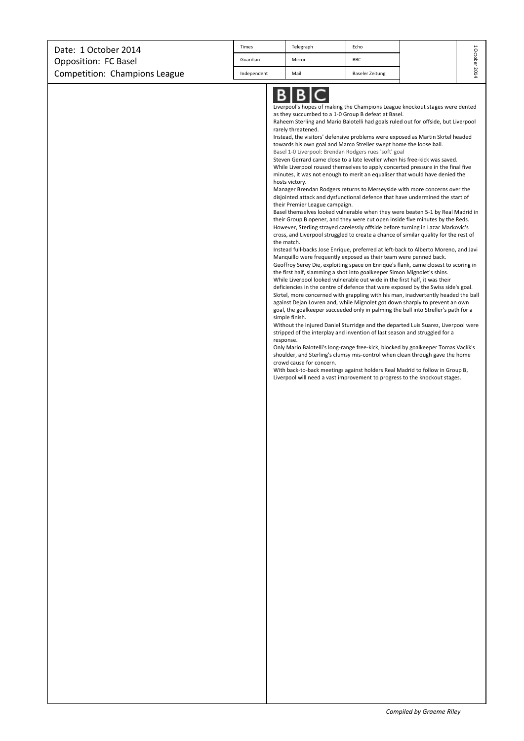Date: 1 October 2014
Opposition: FC Basel
Competition: Champions League

| Times | Telegraph | Echo |
|---|---|---|
| Guardian | Mirror | BBC |
| Independent | Mail | Baseler Zeitung |

BBC

Liverpool's hopes of making the Champions League knockout stages were dented as they succumbed to a 1-0 Group B defeat at Basel.

Raheem Sterling and Mario Balotelli had goals ruled out for offside, but Liverpool rarely threatened.

Instead, the visitors' defensive problems were exposed as Martin Skrtel headed towards his own goal and Marco Streller swept home the loose ball.

Basel 1-0 Liverpool: Brendan Rodgers rues 'soft' goal

Steven Gerrard came close to a late leveller when his free-kick was saved.

While Liverpool roused themselves to apply concerted pressure in the final five minutes, it was not enough to merit an equaliser that would have denied the hosts victory.

Manager Brendan Rodgers returns to Merseyside with more concerns over the disjointed attack and dysfunctional defence that have undermined the start of their Premier League campaign.

Basel themselves looked vulnerable when they were beaten 5-1 by Real Madrid in their Group B opener, and they were cut open inside five minutes by the Reds.

However, Sterling strayed carelessly offside before turning in Lazar Markovic's cross, and Liverpool struggled to create a chance of similar quality for the rest of the match.

Instead full-backs Jose Enrique, preferred at left-back to Alberto Moreno, and Javi Manquillo were frequently exposed as their team were penned back.

Geoffroy Serey Die, exploiting space on Enrique's flank, came closest to scoring in the first half, slamming a shot into goalkeeper Simon Mignolet's shins.

While Liverpool looked vulnerable out wide in the first half, it was their deficiencies in the centre of defence that were exposed by the Swiss side's goal.

Skrtel, more concerned with grappling with his man, inadvertently headed the ball against Dejan Lovren and, while Mignolet got down sharply to prevent an own goal, the goalkeeper succeeded only in palming the ball into Streller's path for a simple finish.

Without the injured Daniel Sturridge and the departed Luis Suarez, Liverpool were stripped of the interplay and invention of last season and struggled for a response.

Only Mario Balotelli's long-range free-kick, blocked by goalkeeper Tomas Vaclík's shoulder, and Sterling's clumsy mis-control when clean through gave the home crowd cause for concern.

With back-to-back meetings against holders Real Madrid to follow in Group B, Liverpool will need a vast improvement to progress to the knockout stages.

*Compiled by Graeme Riley*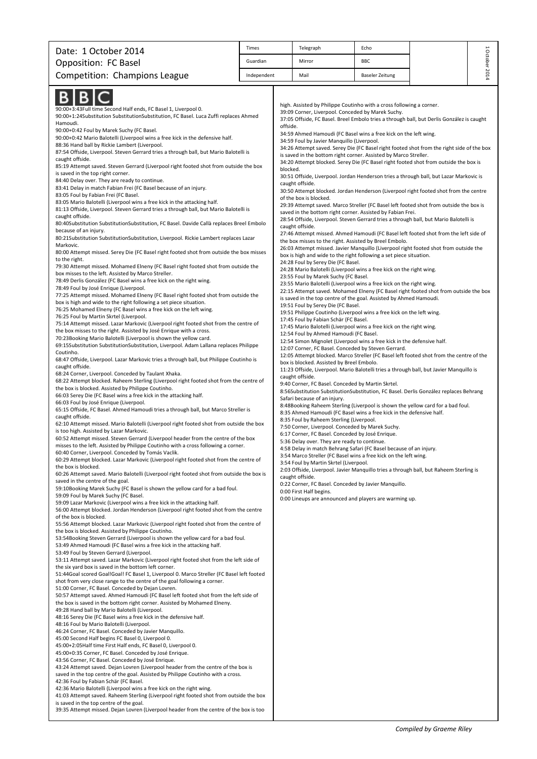Date: 1 October 2014
Opposition: FC Basel
Competition: Champions League

| | | | |
|---|---|---|---|
| Times | Telegraph | Echo | |
| Guardian | Mirror | BBC | |
| Independent | Mail | Baseler Zeitung | |

BBC

90:00+3:43Full time Second Half ends, FC Basel 1, Liverpool 0.
90:00+1:24Substitution SubstitutionSubstitution, FC Basel. Luca Zuffi replaces Ahmed Hamoudi.
90:00+0:42 Foul by Marek Suchy (FC Basel.
90:00+0:42 Mario Balotelli (Liverpool wins a free kick in the defensive half.
88:36 Hand ball by Rickie Lambert (Liverpool.
87:54 Offside, Liverpool. Steven Gerrard tries a through ball, but Mario Balotelli is caught offside.
85:19 Attempt saved. Steven Gerrard (Liverpool right footed shot from outside the box is saved in the top right corner.
84:40 Delay over. They are ready to continue.
83:41 Delay in match Fabian Frei (FC Basel because of an injury.
83:05 Foul by Fabian Frei (FC Basel.
83:05 Mario Balotelli (Liverpool wins a free kick in the attacking half.
81:13 Offside, Liverpool. Steven Gerrard tries a through ball, but Mario Balotelli is caught offside.
80:40Substitution SubstitutionSubstitution, FC Basel. Davide Callà replaces Breel Embolo because of an injury.
80:21Substitution SubstitutionSubstitution, Liverpool. Rickie Lambert replaces Lazar Markovic.
80:00 Attempt missed. Serey Die (FC Basel right footed shot from outside the box misses to the right.
79:30 Attempt missed. Mohamed Elneny (FC Basel right footed shot from outside the box misses to the left. Assisted by Marco Streller.
78:49 Derlis González (FC Basel wins a free kick on the right wing.
78:49 Foul by José Enrique (Liverpool.
77:25 Attempt missed. Mohamed Elneny (FC Basel right footed shot from outside the box is high and wide to the right following a set piece situation.
76:25 Mohamed Elneny (FC Basel wins a free kick on the left wing.
76:25 Foul by Martin Skrtel (Liverpool.
75:14 Attempt missed. Lazar Markovic (Liverpool right footed shot from the centre of the box misses to the right. Assisted by José Enrique with a cross.
70:23Booking Mario Balotelli (Liverpool is shown the yellow card.
69:15Substitution SubstitutionSubstitution, Liverpool. Adam Lallana replaces Philippe Coutinho.
68:47 Offside, Liverpool. Lazar Markovic tries a through ball, but Philippe Coutinho is caught offside.
68:24 Corner, Liverpool. Conceded by Taulant Xhaka.
68:22 Attempt blocked. Raheem Sterling (Liverpool right footed shot from the centre of the box is blocked. Assisted by Philippe Coutinho.
66:03 Serey Die (FC Basel wins a free kick in the attacking half.
66:03 Foul by José Enrique (Liverpool.
65:15 Offside, FC Basel. Ahmed Hamoudi tries a through ball, but Marco Streller is caught offside.
62:10 Attempt missed. Mario Balotelli (Liverpool right footed shot from outside the box is too high. Assisted by Lazar Markovic.
60:52 Attempt missed. Steven Gerrard (Liverpool header from the centre of the box misses to the left. Assisted by Philippe Coutinho with a cross following a corner.
60:40 Corner, Liverpool. Conceded by Tomás Vaclik.
60:29 Attempt blocked. Lazar Markovic (Liverpool right footed shot from the centre of the box is blocked.
60:26 Attempt saved. Mario Balotelli (Liverpool right footed shot from outside the box is saved in the centre of the goal.
59:10Booking Marek Suchy (FC Basel is shown the yellow card for a bad foul.
59:09 Foul by Marek Suchy (FC Basel.
59:09 Lazar Markovic (Liverpool wins a free kick in the attacking half.
56:00 Attempt blocked. Jordan Henderson (Liverpool right footed shot from the centre of the box is blocked.
55:56 Attempt blocked. Lazar Markovic (Liverpool right footed shot from the centre of the box is blocked. Assisted by Philippe Coutinho.
53:54Booking Steven Gerrard (Liverpool is shown the yellow card for a bad foul.
53:49 Ahmed Hamoudi (FC Basel wins a free kick in the attacking half.
53:49 Foul by Steven Gerrard (Liverpool.
53:11 Attempt saved. Lazar Markovic (Liverpool right footed shot from the left side of the six yard box is saved in the bottom left corner.
51:44Goal scored Goal!Goal! FC Basel 1, Liverpool 0. Marco Streller (FC Basel left footed shot from very close range to the centre of the goal following a corner.
51:00 Corner, FC Basel. Conceded by Dejan Lovren.
50:57 Attempt saved. Ahmed Hamoudi (FC Basel left footed shot from the left side of the box is saved in the bottom right corner. Assisted by Mohamed Elneny.
49:28 Hand ball by Mario Balotelli (Liverpool.
48:16 Serey Die (FC Basel wins a free kick in the defensive half.
48:16 Foul by Mario Balotelli (Liverpool.
46:24 Corner, FC Basel. Conceded by Javier Manquillo.
45:00 Second Half begins FC Basel 0, Liverpool 0.
45:00+2:05Half time First Half ends, FC Basel 0, Liverpool 0.
45:00+0:35 Corner, FC Basel. Conceded by José Enrique.
43:56 Corner, FC Basel. Conceded by José Enrique.
43:24 Attempt saved. Dejan Lovren (Liverpool header from the centre of the box is saved in the top centre of the goal. Assisted by Philippe Coutinho with a cross.
42:36 Foul by Fabian Schär (FC Basel.
42:36 Mario Balotelli (Liverpool wins a free kick on the right wing.
41:03 Attempt saved. Raheem Sterling (Liverpool right footed shot from outside the box is saved in the top centre of the goal.
39:35 Attempt missed. Dejan Lovren (Liverpool header from the centre of the box is too high. Assisted by Philippe Coutinho with a cross following a corner.
39:09 Corner, Liverpool. Conceded by Marek Suchy.
37:05 Offside, FC Basel. Breel Embolo tries a through ball, but Derlis González is caught offside.
34:59 Ahmed Hamoudi (FC Basel wins a free kick on the left wing.
34:59 Foul by Javier Manquillo (Liverpool.
34:26 Attempt saved. Serey Die (FC Basel right footed shot from the right side of the box is saved in the bottom right corner. Assisted by Marco Streller.
34:20 Attempt blocked. Serey Die (FC Basel right footed shot from outside the box is blocked.
30:51 Offside, Liverpool. Jordan Henderson tries a through ball, but Lazar Markovic is caught offside.
30:50 Attempt blocked. Jordan Henderson (Liverpool right footed shot from the centre of the box is blocked.
29:39 Attempt saved. Marco Streller (FC Basel left footed shot from outside the box is saved in the bottom right corner. Assisted by Fabian Frei.
28:54 Offside, Liverpool. Steven Gerrard tries a through ball, but Mario Balotelli is caught offside.
27:46 Attempt missed. Ahmed Hamoudi (FC Basel left footed shot from the left side of the box misses to the right. Assisted by Breel Embolo.
26:03 Attempt missed. Javier Manquillo (Liverpool right footed shot from outside the box is high and wide to the right following a set piece situation.
24:28 Foul by Serey Die (FC Basel.
24:28 Mario Balotelli (Liverpool wins a free kick on the right wing.
23:55 Foul by Marek Suchy (FC Basel.
23:55 Mario Balotelli (Liverpool wins a free kick on the right wing.
22:15 Attempt saved. Mohamed Elneny (FC Basel right footed shot from outside the box is saved in the top centre of the goal. Assisted by Ahmed Hamoudi.
19:51 Foul by Serey Die (FC Basel.
19:51 Philippe Coutinho (Liverpool wins a free kick on the left wing.
17:45 Foul by Fabian Schär (FC Basel.
17:45 Mario Balotelli (Liverpool wins a free kick on the right wing.
12:54 Foul by Ahmed Hamoudi (FC Basel.
12:54 Simon Mignolet (Liverpool wins a free kick in the defensive half.
12:07 Corner, FC Basel. Conceded by Steven Gerrard.
12:05 Attempt blocked. Marco Streller (FC Basel left footed shot from the centre of the box is blocked. Assisted by Breel Embolo.
11:23 Offside, Liverpool. Mario Balotelli tries a through ball, but Javier Manquillo is caught offside.
9:40 Corner, FC Basel. Conceded by Martin Skrtel.
8:56Substitution SubstitutionSubstitution, FC Basel. Derlis González replaces Behrang Safari because of an injury.
8:48Booking Raheem Sterling (Liverpool is shown the yellow card for a bad foul.
8:35 Ahmed Hamoudi (FC Basel wins a free kick in the defensive half.
8:35 Foul by Raheem Sterling (Liverpool.
7:50 Corner, Liverpool. Conceded by Marek Suchy.
6:17 Corner, FC Basel. Conceded by José Enrique.
5:36 Delay over. They are ready to continue.
4:58 Delay in match Behrang Safari (FC Basel because of an injury.
3:54 Marco Streller (FC Basel wins a free kick on the left wing.
3:54 Foul by Martin Skrtel (Liverpool.
2:03 Offside, Liverpool. Javier Manquillo tries a through ball, but Raheem Sterling is caught offside.
0:22 Corner, FC Basel. Conceded by Javier Manquillo.
0:00 First Half begins.
0:00 Lineups are announced and players are warming up.

*Compiled by Graeme Riley*